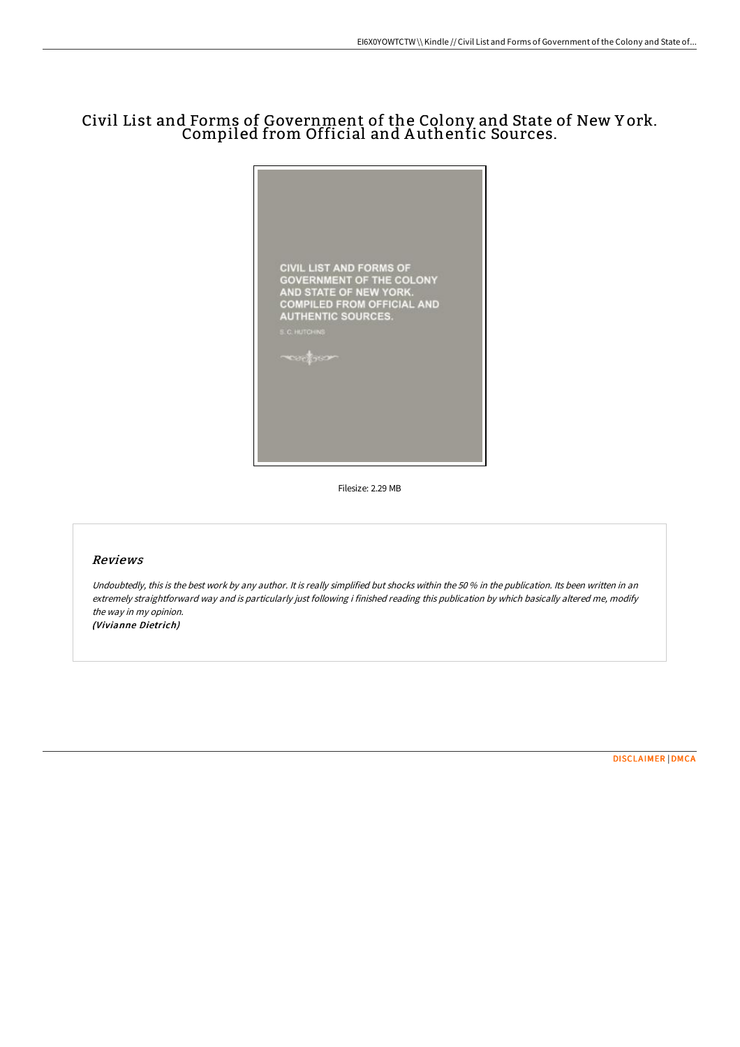# Civil List and Forms of Government of the Colony and State of New York. Compiled from Official and Authentic Sources.

CIVIL LIST AND FORMS OF GOVERNMENT OF THE COLONY AND STATE OF NEW YORK. COMPILED FROM OFFICIAL AND AUTHENTIC SOURCES.

S. C. HUTCHINS

Filesize: 2.29 MB

## Reviews

*Undoubtedly, this is the best work by any author. It is really simplified but shocks within the 50 % in the publication. Its been written in an extremely straightforward way and is particularly just following i finished reading this publication by which basically altered me, modify the way in my opinion.*

*(Vivianne Dietrich)*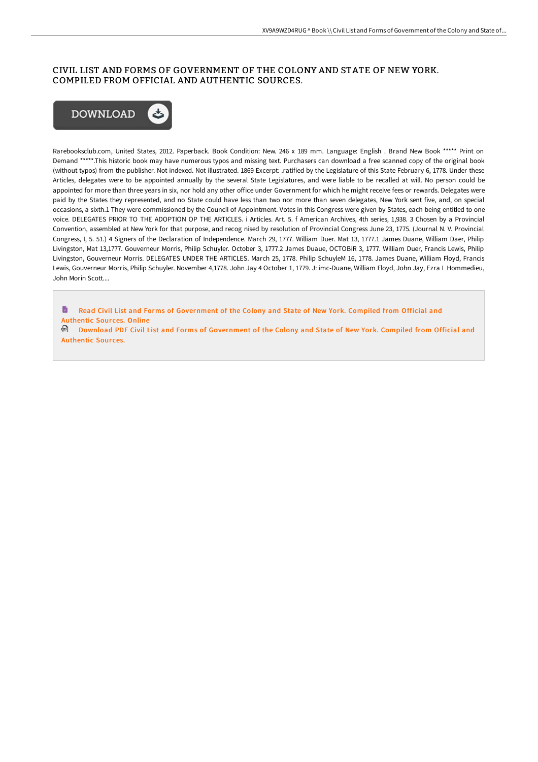# CIVIL LIST AND FORMS OF GOVERNMENT OF THE COLONY AND STATE OF NEW YORK. COMPILED FROM OFFICIAL AND AUTHENTIC SOURCES.

DOWNLOAD

Rarebooksclub.com, United States, 2012. Paperback. Book Condition: New. 246 x 189 mm. Language: English . Brand New Book ***** Print on Demand *****.This historic book may have numerous typos and missing text. Purchasers can download a free scanned copy of the original book (without typos) from the publisher. Not indexed. Not illustrated. 1869 Excerpt: .ratified by the Legislature of this State February 6, 1778. Under these Articles, delegates were to be appointed annually by the several State Legislatures, and were liable to be recalled at will. No person could be appointed for more than three years in six, nor hold any other office under Government for which he might receive fees or rewards. Delegates were paid by the States they represented, and no State could have less than two nor more than seven delegates, New York sent five, and, on special occasions, a sixth.1 They were commissioned by the Council of Appointment. Votes in this Congress were given by States, each being entitled to one voice. DELEGATES PRIOR TO THE ADOPTION OP THE ARTICLES. i Articles. Art. 5. f American Archives, 4th series, 1,938. 3 Chosen by a Provincial Convention, assembled at New York for that purpose, and recog nised by resolution of Provincial Congress June 23, 1775. (Journal N. V. Provincial Congress, I, 5. 51.) 4 Signers of the Declaration of Independence. March 29, 1777. William Duer. Mat 13, 1777.1 James Duane, William Daer, Philip Livingston, Mat 13,1777. Gouverneur Morris, Philip Schuyler. October 3, 1777.2 James Duaue, OCTOBiR 3, 1777. William Duer, Francis Lewis, Philip Livingston, Gouverneur Morris. DELEGATES UNDER THE ARTICLES. March 25, 1778. Philip SchuyleM 16, 1778. James Duane, William Floyd, Francis Lewis, Gouverneur Morris, Philip Schuyler. November 4,1778. John Jay 4 October 1, 1779. J: imc-Duane, William Floyd, John Jay, Ezra L Hommedieu, John Morin Scott....

Read Civil List and Forms of Government of the Colony and State of New York. Compiled from Official and Authentic Sources. Online

Download PDF Civil List and Forms of Government of the Colony and State of New York. Compiled from Official and Authentic Sources.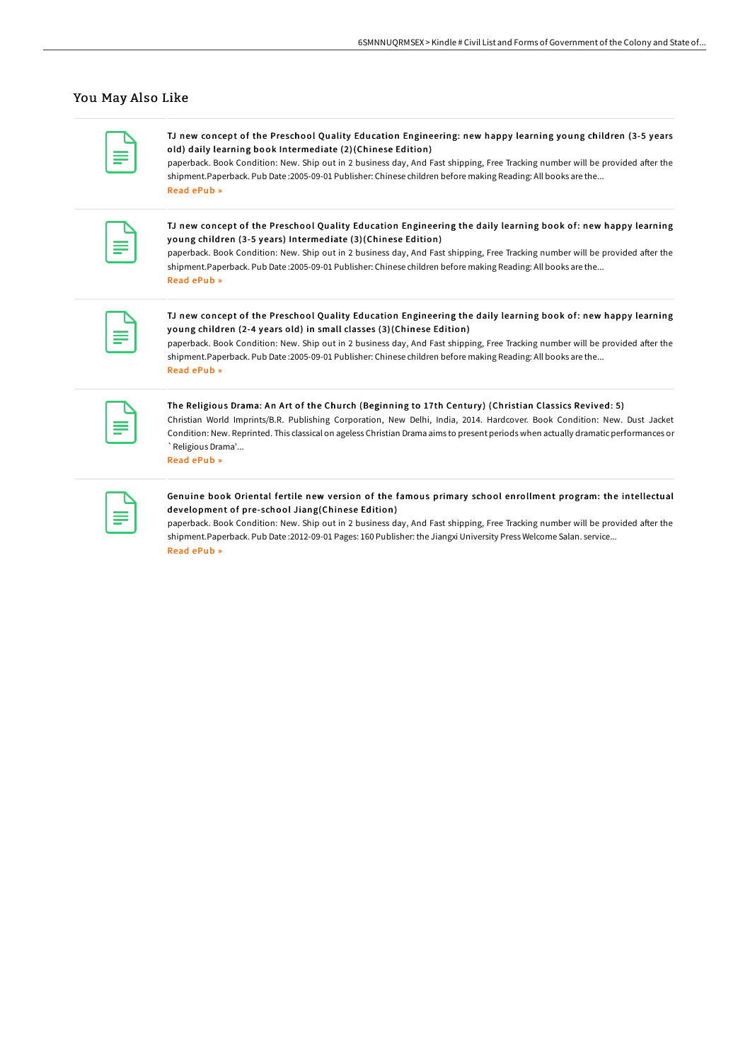## You May Also Like

**TJ new concept of the Preschool Quality Education Engineering: new happy learning young children (3-5 years old) daily learning book Intermediate (2)(Chinese Edition)**

paperback. Book Condition: New. Ship out in 2 business day, And Fast shipping, Free Tracking number will be provided after the shipment.Paperback. Pub Date :2005-09-01 Publisher: Chinese children before making Reading: All books are the...

Read ePub »

**TJ new concept of the Preschool Quality Education Engineering the daily learning book of: new happy learning young children (3-5 years) Intermediate (3)(Chinese Edition)**

paperback. Book Condition: New. Ship out in 2 business day, And Fast shipping, Free Tracking number will be provided after the shipment.Paperback. Pub Date :2005-09-01 Publisher: Chinese children before making Reading: All books are the...

Read ePub »

**TJ new concept of the Preschool Quality Education Engineering the daily learning book of: new happy learning young children (2-4 years old) in small classes (3)(Chinese Edition)**

paperback. Book Condition: New. Ship out in 2 business day, And Fast shipping, Free Tracking number will be provided after the shipment.Paperback. Pub Date :2005-09-01 Publisher: Chinese children before making Reading: All books are the...

Read ePub »

**The Religious Drama: An Art of the Church (Beginning to 17th Century) (Christian Classics Revived: 5)**

Christian World Imprints/B.R. Publishing Corporation, New Delhi, India, 2014. Hardcover. Book Condition: New. Dust Jacket Condition: New. Reprinted. This classical on ageless Christian Drama aims to present periods when actually dramatic performances or `Religious Drama'...

Read ePub »

**Genuine book Oriental fertile new version of the famous primary school enrollment program: the intellectual development of pre-school Jiang(Chinese Edition)**

paperback. Book Condition: New. Ship out in 2 business day, And Fast shipping, Free Tracking number will be provided after the shipment.Paperback. Pub Date :2012-09-01 Pages: 160 Publisher: the Jiangxi University Press Welcome Salan. service...

Read ePub »